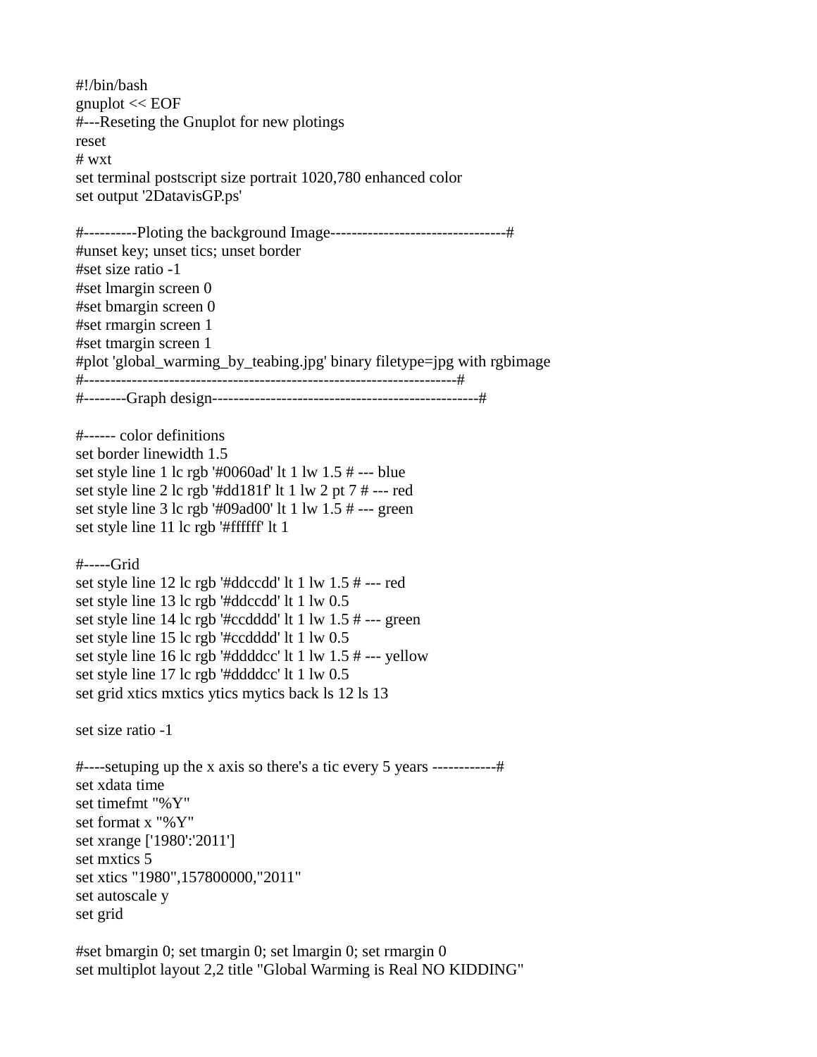```
#!/bin/bash
gnuplot << EOF
#---Reseting the Gnuplot for new plotings
reset
# wxt
set terminal postscript size portrait 1020,780 enhanced color
set output '2DatavisGP.ps'

#----------Ploting the background Image---------------------------------#
#unset key; unset tics; unset border
#set size ratio -1
#set lmargin screen 0
#set bmargin screen 0
#set rmargin screen 1
#set tmargin screen 1
#plot 'global_warming_by_teabing.jpg' binary filetype=jpg with rgbimage
#----------------------------------------------------------------------#
#--------Graph design--------------------------------------------------#

#------ color definitions
set border linewidth 1.5
set style line 1 lc rgb '#0060ad' lt 1 lw 1.5 # --- blue
set style line 2 lc rgb '#dd181f' lt 1 lw 2 pt 7 # --- red
set style line 3 lc rgb '#09ad00' lt 1 lw 1.5 # --- green
set style line 11 lc rgb '#ffffff' lt 1

#-----Grid
set style line 12 lc rgb '#ddccdd' lt 1 lw 1.5 # --- red
set style line 13 lc rgb '#ddccdd' lt 1 lw 0.5
set style line 14 lc rgb '#ccdddd' lt 1 lw 1.5 # --- green
set style line 15 lc rgb '#ccdddd' lt 1 lw 0.5
set style line 16 lc rgb '#ddddcc' lt 1 lw 1.5 # --- yellow
set style line 17 lc rgb '#ddddcc' lt 1 lw 0.5
set grid xtics mxtics ytics mytics back ls 12 ls 13

set size ratio -1

#----setuping up the x axis so there's a tic every 5 years ------------#
set xdata time
set timefmt "%Y"
set format x "%Y"
set xrange ['1980':'2011']
set mxtics 5
set xtics "1980",157800000,"2011"
set autoscale y
set grid

#set bmargin 0; set tmargin 0; set lmargin 0; set rmargin 0
set multiplot layout 2,2 title "Global Warming is Real NO KIDDING"
```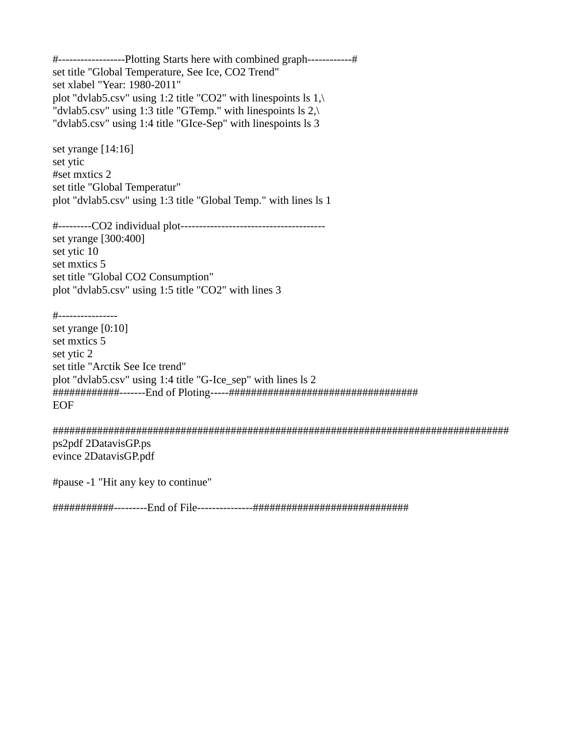```
#------------------Plotting Starts here with combined graph------------#
set title "Global Temperature, See Ice, CO2 Trend"
set xlabel "Year: 1980-2011"
plot "dvlab5.csv" using 1:2 title "CO2" with linespoints ls 1,\
"dvlab5.csv" using 1:3 title "GTemp." with linespoints ls 2,\
"dvlab5.csv" using 1:4 title "GIce-Sep" with linespoints ls 3

set yrange [14:16]
set ytic
#set mxtics 2
set title "Global Temperatur"
plot "dvlab5.csv" using 1:3 title "Global Temp." with lines ls 1

#---------CO2 individual plot---------------------------------------
set yrange [300:400]
set ytic 10
set mxtics 5
set title "Global CO2 Consumption"
plot "dvlab5.csv" using 1:5 title "CO2" with lines 3

#----------------
set yrange [0:10]
set mxtics 5
set ytic 2
set title "Arctik See Ice trend"
plot "dvlab5.csv" using 1:4 title "G-Ice_sep" with lines ls 2
############-------End of Ploting-----##################################
EOF

######################################################################################
ps2pdf 2DatavisGP.ps
evince 2DatavisGP.pdf

#pause -1 "Hit any key to continue"

###########---------End of File--------------############################
```